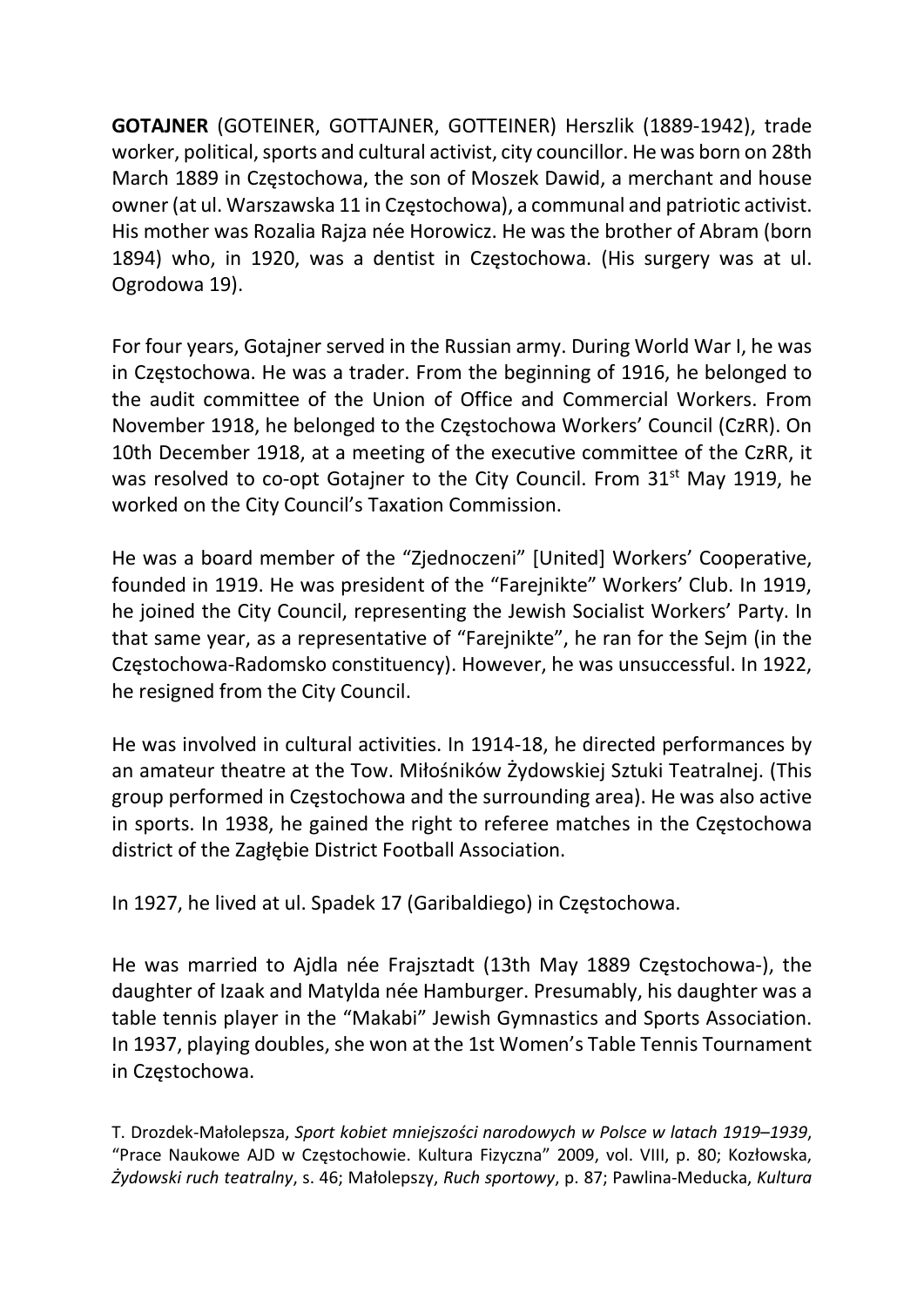**GOTAJNER** (GOTEINER, GOTTAJNER, GOTTEINER) Herszlik (1889-1942), trade worker, political, sports and cultural activist, city councillor. He was born on 28th March 1889 in Częstochowa, the son of Moszek Dawid, a merchant and house owner (at ul. Warszawska 11 in Częstochowa), a communal and patriotic activist. His mother was Rozalia Rajza née Horowicz. He was the brother of Abram (born 1894) who, in 1920, was a dentist in Częstochowa. (His surgery was at ul. Ogrodowa 19).

For four years, Gotajner served in the Russian army. During World War I, he was in Częstochowa. He was a trader. From the beginning of 1916, he belonged to the audit committee of the Union of Office and Commercial Workers. From November 1918, he belonged to the Częstochowa Workers' Council (CzRR). On 10th December 1918, at a meeting of the executive committee of the CzRR, it was resolved to co-opt Gotajner to the City Council. From 31st May 1919, he worked on the City Council's Taxation Commission.

He was a board member of the "Zjednoczeni" [United] Workers' Cooperative, founded in 1919. He was president of the "Farejnikte" Workers' Club. In 1919, he joined the City Council, representing the Jewish Socialist Workers' Party. In that same year, as a representative of "Farejnikte", he ran for the Sejm (in the Częstochowa-Radomsko constituency). However, he was unsuccessful. In 1922, he resigned from the City Council.

He was involved in cultural activities. In 1914-18, he directed performances by an amateur theatre at the Tow. Miłośników Żydowskiej Sztuki Teatralnej. (This group performed in Częstochowa and the surrounding area). He was also active in sports. In 1938, he gained the right to referee matches in the Częstochowa district of the Zagłębie District Football Association.

In 1927, he lived at ul. Spadek 17 (Garibaldiego) in Częstochowa.

He was married to Ajdla née Frajsztadt (13th May 1889 Częstochowa-), the daughter of Izaak and Matylda née Hamburger. Presumably, his daughter was a table tennis player in the "Makabi" Jewish Gymnastics and Sports Association. In 1937, playing doubles, she won at the 1st Women's Table Tennis Tournament in Częstochowa.

T. Drozdek-Małolepsza, *Sport kobiet mniejszości narodowych w Polsce w latach 1919–1939*, "Prace Naukowe AJD w Częstochowie. Kultura Fizyczna" 2009, vol. VIII, p. 80; Kozłowska, *Żydowski ruch teatralny*, s. 46; Małolepszy, *Ruch sportowy*, p. 87; Pawlina-Meducka, *Kultura*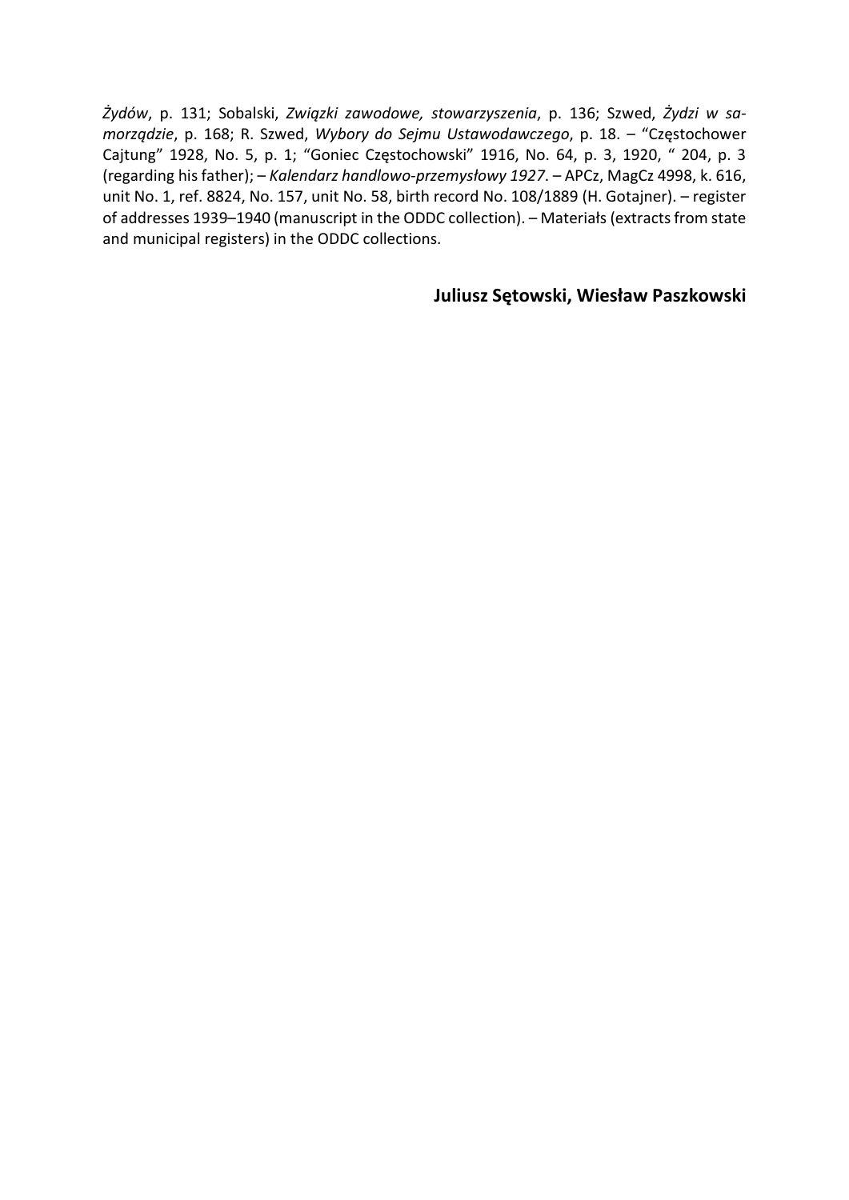*Żydów*, p. 131; Sobalski, *Związki zawodowe, stowarzyszenia*, p. 136; Szwed, *Żydzi w samorządzie*, p. 168; R. Szwed, *Wybory do Sejmu Ustawodawczego*, p. 18. – "Częstochower Cajtung" 1928, No. 5, p. 1; "Goniec Częstochowski" 1916, No. 64, p. 3, 1920, " 204, p. 3 (regarding his father); – *Kalendarz handlowo-przemysłowy 1927*. – APCz, MagCz 4998, k. 616, unit No. 1, ref. 8824, No. 157, unit No. 58, birth record No. 108/1889 (H. Gotajner). – register of addresses 1939–1940 (manuscript in the ODDC collection). – Materiałs (extracts from state and municipal registers) in the ODDC collections.

**Juliusz Sętowski, Wiesław Paszkowski**